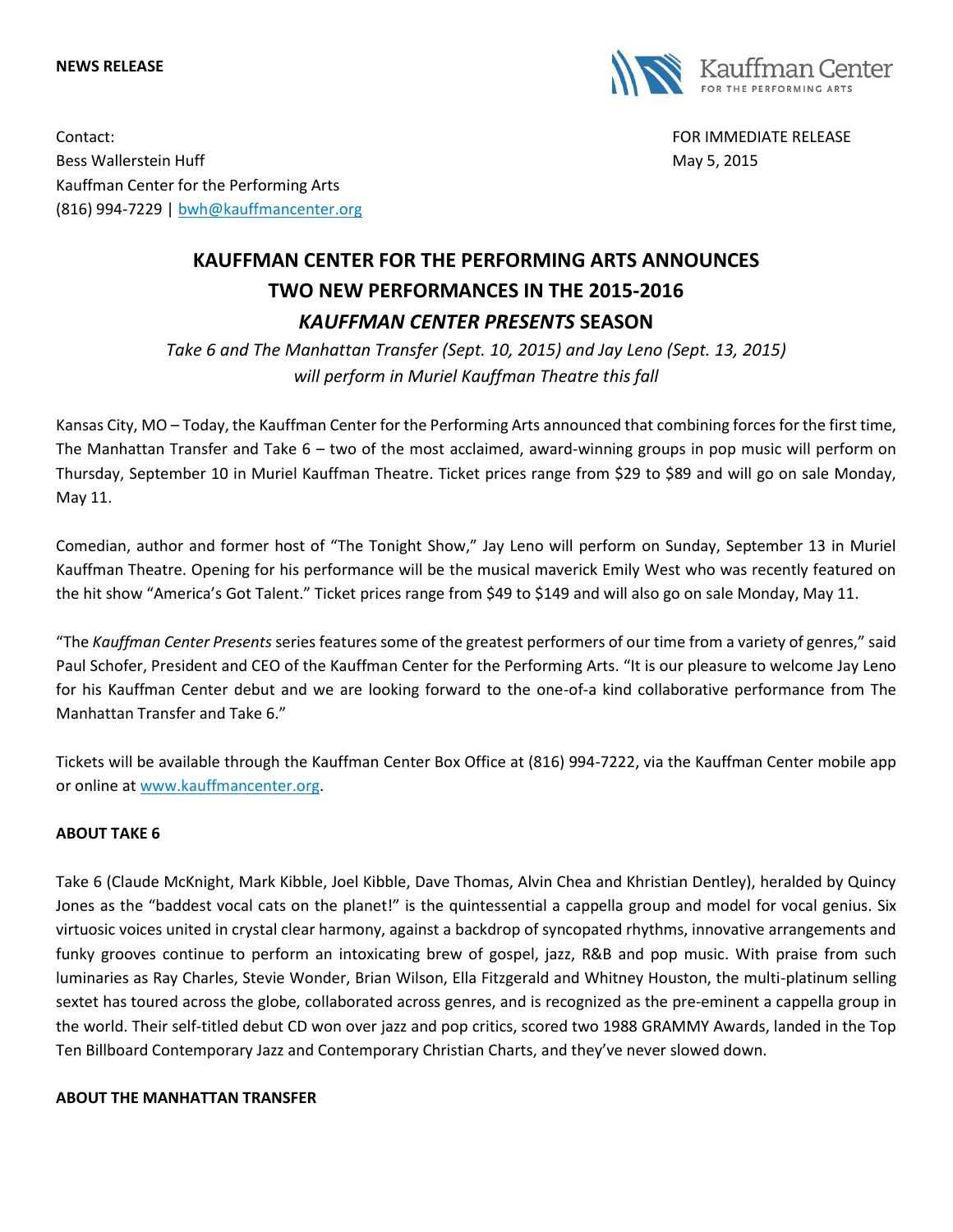**NEWS RELEASE**

Kauffman Center FOR THE PERFORMING ARTS

Contact:
Bess Wallerstein Huff
Kauffman Center for the Performing Arts
(816) 994-7229 | bwh@kauffmancenter.org

FOR IMMEDIATE RELEASE
May 5, 2015

# KAUFFMAN CENTER FOR THE PERFORMING ARTS ANNOUNCES TWO NEW PERFORMANCES IN THE 2015-2016 *KAUFFMAN CENTER PRESENTS* SEASON

*Take 6 and The Manhattan Transfer (Sept. 10, 2015) and Jay Leno (Sept. 13, 2015) will perform in Muriel Kauffman Theatre this fall*

Kansas City, MO – Today, the Kauffman Center for the Performing Arts announced that combining forces for the first time, The Manhattan Transfer and Take 6 – two of the most acclaimed, award-winning groups in pop music will perform on Thursday, September 10 in Muriel Kauffman Theatre. Ticket prices range from $29 to $89 and will go on sale Monday, May 11.

Comedian, author and former host of "The Tonight Show," Jay Leno will perform on Sunday, September 13 in Muriel Kauffman Theatre. Opening for his performance will be the musical maverick Emily West who was recently featured on the hit show "America's Got Talent." Ticket prices range from $49 to $149 and will also go on sale Monday, May 11.

"The *Kauffman Center Presents* series features some of the greatest performers of our time from a variety of genres," said Paul Schofer, President and CEO of the Kauffman Center for the Performing Arts. "It is our pleasure to welcome Jay Leno for his Kauffman Center debut and we are looking forward to the one-of-a kind collaborative performance from The Manhattan Transfer and Take 6."

Tickets will be available through the Kauffman Center Box Office at (816) 994-7222, via the Kauffman Center mobile app or online at www.kauffmancenter.org.

**ABOUT TAKE 6**

Take 6 (Claude McKnight, Mark Kibble, Joel Kibble, Dave Thomas, Alvin Chea and Khristian Dentley), heralded by Quincy Jones as the "baddest vocal cats on the planet!" is the quintessential a cappella group and model for vocal genius. Six virtuosic voices united in crystal clear harmony, against a backdrop of syncopated rhythms, innovative arrangements and funky grooves continue to perform an intoxicating brew of gospel, jazz, R&B and pop music. With praise from such luminaries as Ray Charles, Stevie Wonder, Brian Wilson, Ella Fitzgerald and Whitney Houston, the multi-platinum selling sextet has toured across the globe, collaborated across genres, and is recognized as the pre-eminent a cappella group in the world. Their self-titled debut CD won over jazz and pop critics, scored two 1988 GRAMMY Awards, landed in the Top Ten Billboard Contemporary Jazz and Contemporary Christian Charts, and they've never slowed down.

**ABOUT THE MANHATTAN TRANSFER**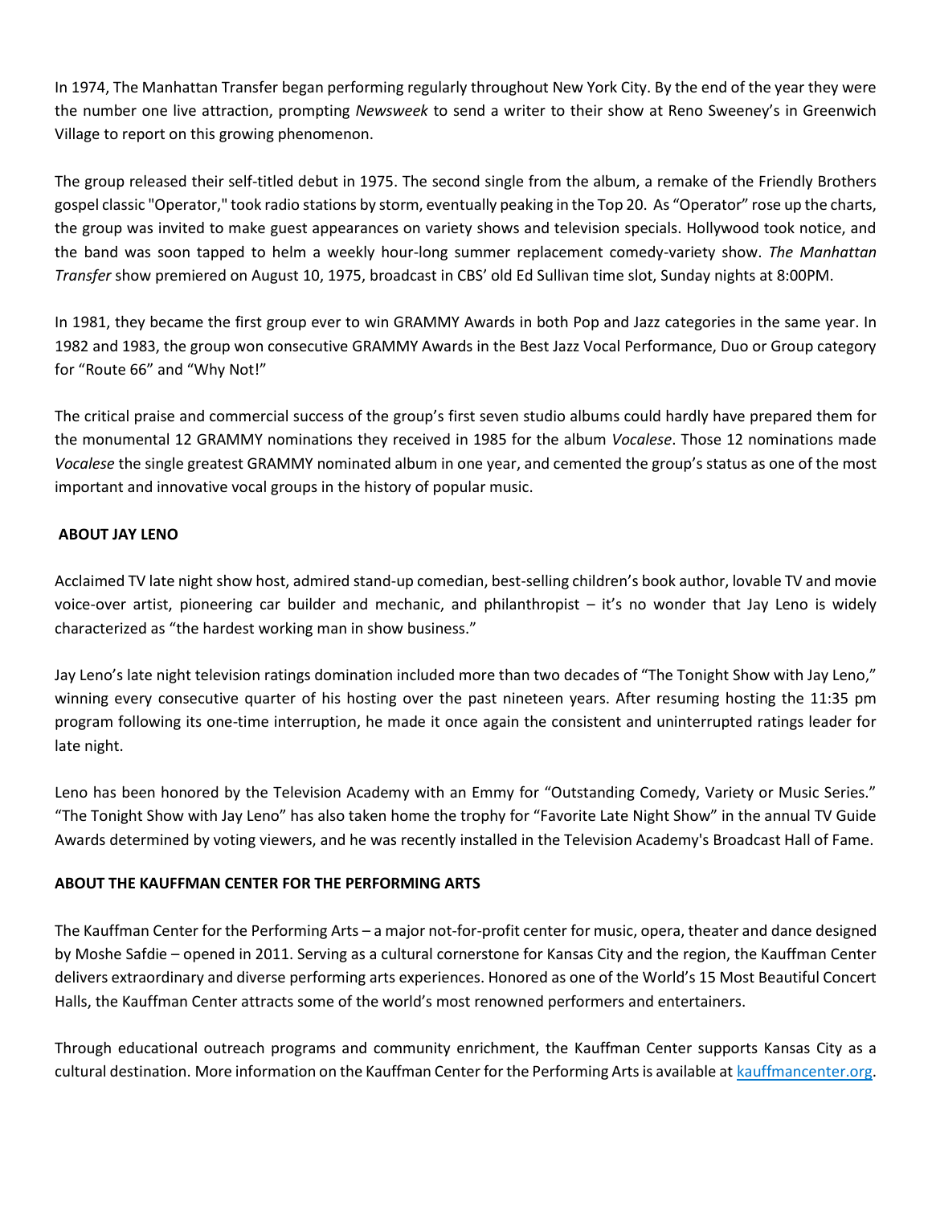In 1974, The Manhattan Transfer began performing regularly throughout New York City. By the end of the year they were the number one live attraction, prompting *Newsweek* to send a writer to their show at Reno Sweeney's in Greenwich Village to report on this growing phenomenon.

The group released their self-titled debut in 1975. The second single from the album, a remake of the Friendly Brothers gospel classic "Operator," took radio stations by storm, eventually peaking in the Top 20. As "Operator" rose up the charts, the group was invited to make guest appearances on variety shows and television specials. Hollywood took notice, and the band was soon tapped to helm a weekly hour-long summer replacement comedy-variety show. *The Manhattan Transfer* show premiered on August 10, 1975, broadcast in CBS' old Ed Sullivan time slot, Sunday nights at 8:00PM.

In 1981, they became the first group ever to win GRAMMY Awards in both Pop and Jazz categories in the same year. In 1982 and 1983, the group won consecutive GRAMMY Awards in the Best Jazz Vocal Performance, Duo or Group category for "Route 66" and "Why Not!"

The critical praise and commercial success of the group's first seven studio albums could hardly have prepared them for the monumental 12 GRAMMY nominations they received in 1985 for the album *Vocalese*. Those 12 nominations made *Vocalese* the single greatest GRAMMY nominated album in one year, and cemented the group's status as one of the most important and innovative vocal groups in the history of popular music.

**ABOUT JAY LENO**

Acclaimed TV late night show host, admired stand-up comedian, best-selling children's book author, lovable TV and movie voice-over artist, pioneering car builder and mechanic, and philanthropist – it's no wonder that Jay Leno is widely characterized as "the hardest working man in show business."

Jay Leno's late night television ratings domination included more than two decades of "The Tonight Show with Jay Leno," winning every consecutive quarter of his hosting over the past nineteen years. After resuming hosting the 11:35 pm program following its one-time interruption, he made it once again the consistent and uninterrupted ratings leader for late night.

Leno has been honored by the Television Academy with an Emmy for "Outstanding Comedy, Variety or Music Series." "The Tonight Show with Jay Leno" has also taken home the trophy for "Favorite Late Night Show" in the annual TV Guide Awards determined by voting viewers, and he was recently installed in the Television Academy's Broadcast Hall of Fame.

**ABOUT THE KAUFFMAN CENTER FOR THE PERFORMING ARTS**

The Kauffman Center for the Performing Arts – a major not-for-profit center for music, opera, theater and dance designed by Moshe Safdie – opened in 2011. Serving as a cultural cornerstone for Kansas City and the region, the Kauffman Center delivers extraordinary and diverse performing arts experiences. Honored as one of the World's 15 Most Beautiful Concert Halls, the Kauffman Center attracts some of the world's most renowned performers and entertainers.

Through educational outreach programs and community enrichment, the Kauffman Center supports Kansas City as a cultural destination. More information on the Kauffman Center for the Performing Arts is available at [kauffmancenter.org](kauffmancenter.org).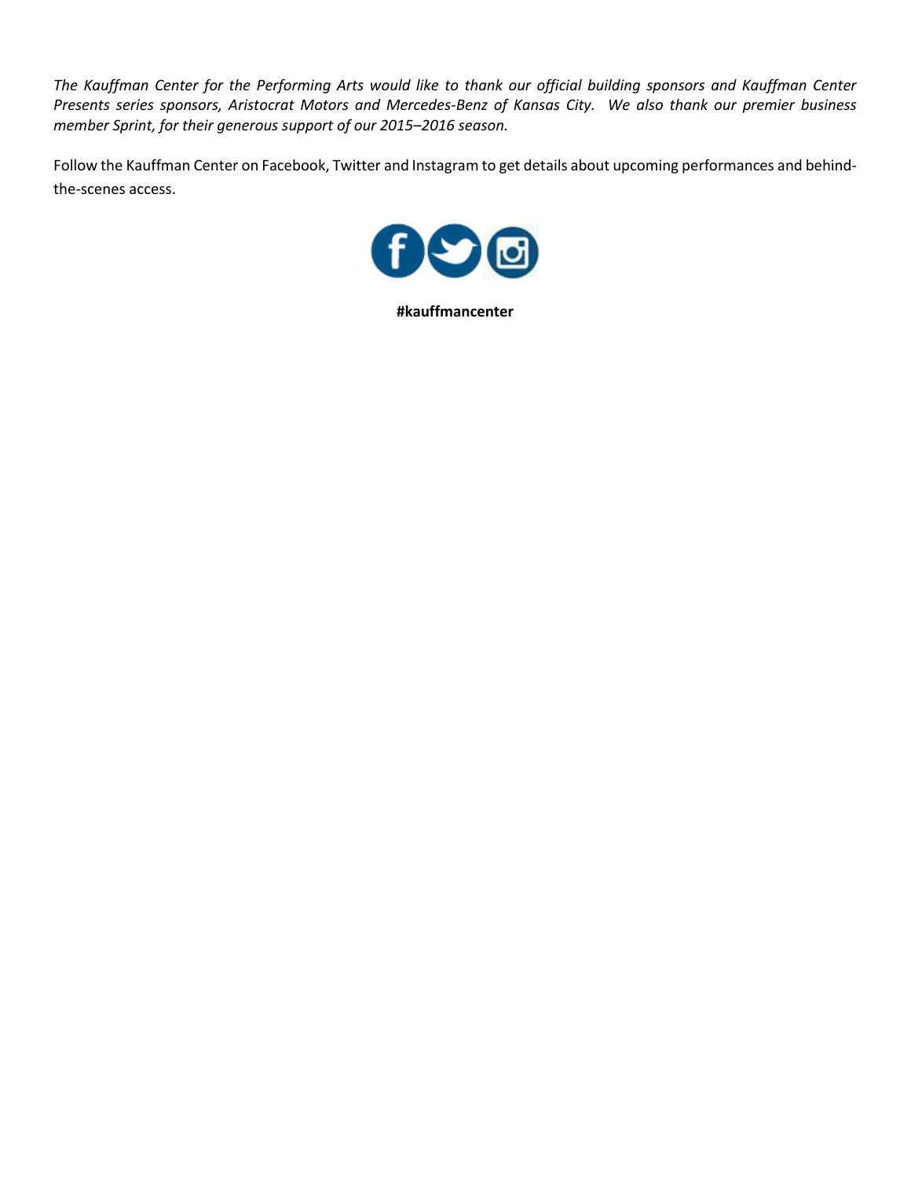*The Kauffman Center for the Performing Arts would like to thank our official building sponsors and Kauffman Center Presents series sponsors, Aristocrat Motors and Mercedes-Benz of Kansas City. We also thank our premier business member Sprint, for their generous support of our 2015–2016 season.*

Follow the Kauffman Center on Facebook, Twitter and Instagram to get details about upcoming performances and behind-the-scenes access.

**#kauffmancenter**